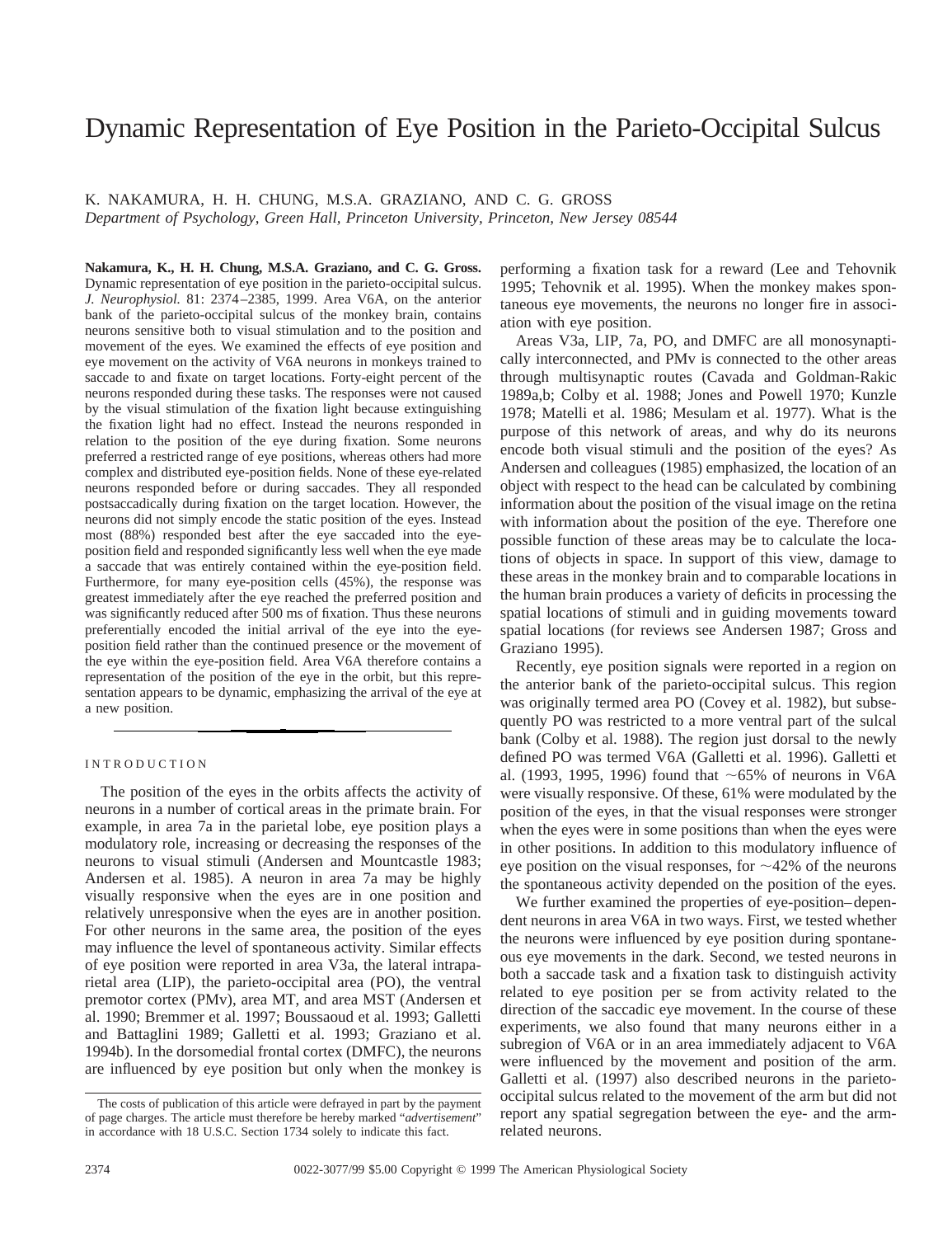# Dynamic Representation of Eye Position in the Parieto-Occipital Sulcus

K. NAKAMURA, H. H. CHUNG, M.S.A. GRAZIANO, AND C. G. GROSS

*Department of Psychology, Green Hall, Princeton University, Princeton, New Jersey 08544*

**Nakamura, K., H. H. Chung, M.S.A. Graziano, and C. G. Gross.** Dynamic representation of eye position in the parieto-occipital sulcus. *J. Neurophysiol.* 81: 2374–2385, 1999. Area V6A, on the anterior bank of the parieto-occipital sulcus of the monkey brain, contains neurons sensitive both to visual stimulation and to the position and movement of the eyes. We examined the effects of eye position and eye movement on the activity of V6A neurons in monkeys trained to saccade to and fixate on target locations. Forty-eight percent of the neurons responded during these tasks. The responses were not caused by the visual stimulation of the fixation light because extinguishing the fixation light had no effect. Instead the neurons responded in relation to the position of the eye during fixation. Some neurons preferred a restricted range of eye positions, whereas others had more complex and distributed eye-position fields. None of these eye-related neurons responded before or during saccades. They all responded postsaccadically during fixation on the target location. However, the neurons did not simply encode the static position of the eyes. Instead most (88%) responded best after the eye saccaded into the eye-position field and responded significantly less well when the eye made a saccade that was entirely contained within the eye-position field. Furthermore, for many eye-position cells (45%), the response was greatest immediately after the eye reached the preferred position and was significantly reduced after 500 ms of fixation. Thus these neurons preferentially encoded the initial arrival of the eye into the eye-position field rather than the continued presence or the movement of the eye within the eye-position field. Area V6A therefore contains a representation of the position of the eye in the orbit, but this representation appears to be dynamic, emphasizing the arrival of the eye at a new position.

## INTRODUCTION

The position of the eyes in the orbits affects the activity of neurons in a number of cortical areas in the primate brain. For example, in area 7a in the parietal lobe, eye position plays a modulatory role, increasing or decreasing the responses of the neurons to visual stimuli (Andersen and Mountcastle 1983; Andersen et al. 1985). A neuron in area 7a may be highly visually responsive when the eyes are in one position and relatively unresponsive when the eyes are in another position. For other neurons in the same area, the position of the eyes may influence the level of spontaneous activity. Similar effects of eye position were reported in area V3a, the lateral intraparietal area (LIP), the parieto-occipital area (PO), the ventral premotor cortex (PMv), area MT, and area MST (Andersen et al. 1990; Bremmer et al. 1997; Boussaoud et al. 1993; Galletti and Battaglini 1989; Galletti et al. 1993; Graziano et al. 1994b). In the dorsomedial frontal cortex (DMFC), the neurons are influenced by eye position but only when the monkey is performing a fixation task for a reward (Lee and Tehovnik 1995; Tehovnik et al. 1995). When the monkey makes spontaneous eye movements, the neurons no longer fire in association with eye position.

Areas V3a, LIP, 7a, PO, and DMFC are all monosynaptically interconnected, and PMv is connected to the other areas through multisynaptic routes (Cavada and Goldman-Rakic 1989a,b; Colby et al. 1988; Jones and Powell 1970; Kunzle 1978; Matelli et al. 1986; Mesulam et al. 1977). What is the purpose of this network of areas, and why do its neurons encode both visual stimuli and the position of the eyes? As Andersen and colleagues (1985) emphasized, the location of an object with respect to the head can be calculated by combining information about the position of the visual image on the retina with information about the position of the eye. Therefore one possible function of these areas may be to calculate the locations of objects in space. In support of this view, damage to these areas in the monkey brain and to comparable locations in the human brain produces a variety of deficits in processing the spatial locations of stimuli and in guiding movements toward spatial locations (for reviews see Andersen 1987; Gross and Graziano 1995).

Recently, eye position signals were reported in a region on the anterior bank of the parieto-occipital sulcus. This region was originally termed area PO (Covey et al. 1982), but subsequently PO was restricted to a more ventral part of the sulcal bank (Colby et al. 1988). The region just dorsal to the newly defined PO was termed V6A (Galletti et al. 1996). Galletti et al. (1993, 1995, 1996) found that ~65% of neurons in V6A were visually responsive. Of these, 61% were modulated by the position of the eyes, in that the visual responses were stronger when the eyes were in some positions than when the eyes were in other positions. In addition to this modulatory influence of eye position on the visual responses, for ~42% of the neurons the spontaneous activity depended on the position of the eyes.

We further examined the properties of eye-position–dependent neurons in area V6A in two ways. First, we tested whether the neurons were influenced by eye position during spontaneous eye movements in the dark. Second, we tested neurons in both a saccade task and a fixation task to distinguish activity related to eye position per se from activity related to the direction of the saccadic eye movement. In the course of these experiments, we also found that many neurons either in a subregion of V6A or in an area immediately adjacent to V6A were influenced by the movement and position of the arm. Galletti et al. (1997) also described neurons in the parieto-occipital sulcus related to the movement of the arm but did not report any spatial segregation between the eye- and the arm-related neurons.

The costs of publication of this article were defrayed in part by the payment of page charges. The article must therefore be hereby marked "*advertisement*" in accordance with 18 U.S.C. Section 1734 solely to indicate this fact.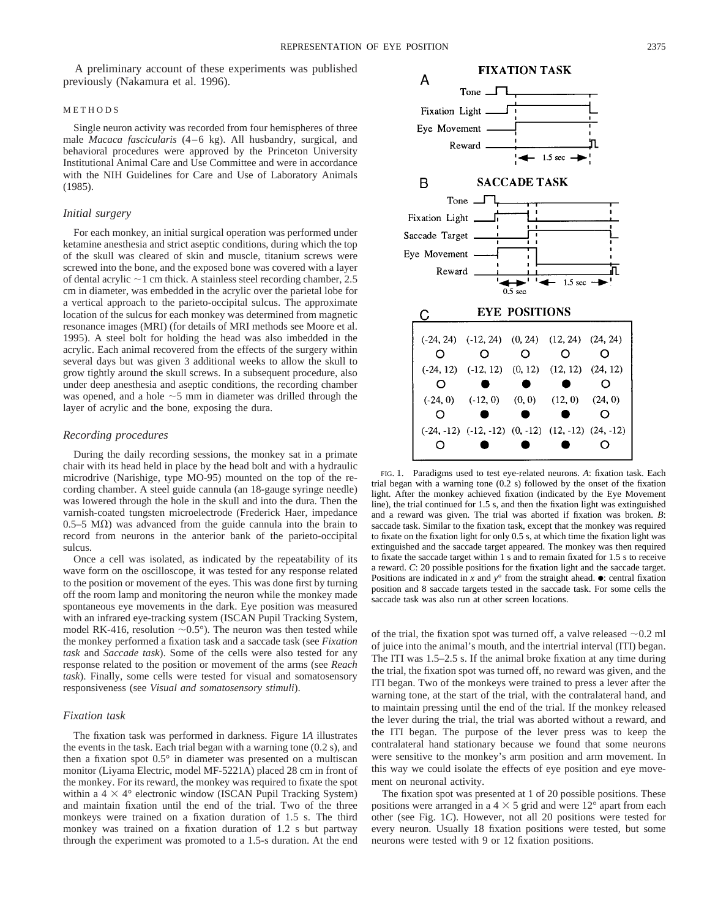A preliminary account of these experiments was published previously (Nakamura et al. 1996).

## METHODS

Single neuron activity was recorded from four hemispheres of three male *Macaca fascicularis* (4–6 kg). All husbandry, surgical, and behavioral procedures were approved by the Princeton University Institutional Animal Care and Use Committee and were in accordance with the NIH Guidelines for Care and Use of Laboratory Animals (1985).

### *Initial surgery*

For each monkey, an initial surgical operation was performed under ketamine anesthesia and strict aseptic conditions, during which the top of the skull was cleared of skin and muscle, titanium screws were screwed into the bone, and the exposed bone was covered with a layer of dental acrylic ~1 cm thick. A stainless steel recording chamber, 2.5 cm in diameter, was embedded in the acrylic over the parietal lobe for a vertical approach to the parieto-occipital sulcus. The approximate location of the sulcus for each monkey was determined from magnetic resonance images (MRI) (for details of MRI methods see Moore et al. 1995). A steel bolt for holding the head was also imbedded in the acrylic. Each animal recovered from the effects of the surgery within several days but was given 3 additional weeks to allow the skull to grow tightly around the skull screws. In a subsequent procedure, also under deep anesthesia and aseptic conditions, the recording chamber was opened, and a hole ~5 mm in diameter was drilled through the layer of acrylic and the bone, exposing the dura.

### *Recording procedures*

During the daily recording sessions, the monkey sat in a primate chair with its head held in place by the head bolt and with a hydraulic microdrive (Narishige, type MO-95) mounted on the top of the recording chamber. A steel guide cannula (an 18-gauge syringe needle) was lowered through the hole in the skull and into the dura. Then the varnish-coated tungsten microelectrode (Frederick Haer, impedance 0.5–5 MΩ) was advanced from the guide cannula into the brain to record from neurons in the anterior bank of the parieto-occipital sulcus.

Once a cell was isolated, as indicated by the repeatability of its wave form on the oscilloscope, it was tested for any response related to the position or movement of the eyes. This was done first by turning off the room lamp and monitoring the neuron while the monkey made spontaneous eye movements in the dark. Eye position was measured with an infrared eye-tracking system (ISCAN Pupil Tracking System, model RK-416, resolution ~0.5°). The neuron was then tested while the monkey performed a fixation task and a saccade task (see *Fixation task* and *Saccade task*). Some of the cells were also tested for any response related to the position or movement of the arms (see *Reach task*). Finally, some cells were tested for visual and somatosensory responsiveness (see *Visual and somatosensory stimuli*).

### *Fixation task*

The fixation task was performed in darkness. Figure 1*A* illustrates the events in the task. Each trial began with a warning tone (0.2 s), and then a fixation spot 0.5° in diameter was presented on a multiscan monitor (Liyama Electric, model MF-5221A) placed 28 cm in front of the monkey. For its reward, the monkey was required to fixate the spot within a 4 × 4° electronic window (ISCAN Pupil Tracking System) and maintain fixation until the end of the trial. Two of the three monkeys were trained on a fixation duration of 1.5 s. The third monkey was trained on a fixation duration of 1.2 s but partway through the experiment was promoted to a 1.5-s duration. At the end of the trial, the fixation spot was turned off, a valve released ~0.2 ml of juice into the animal's mouth, and the intertrial interval (ITI) began. The ITI was 1.5–2.5 s. If the animal broke fixation at any time during the trial, the fixation spot was turned off, no reward was given, and the ITI began. Two of the monkeys were trained to press a lever after the warning tone, at the start of the trial, with the contralateral hand, and to maintain pressing until the end of the trial. If the monkey released the lever during the trial, the trial was aborted without a reward, and the ITI began. The purpose of the lever press was to keep the contralateral hand stationary because we found that some neurons were sensitive to the monkey's arm position and arm movement. In this way we could isolate the effects of eye position and eye movement on neuronal activity.

The fixation spot was presented at 1 of 20 possible positions. These positions were arranged in a 4 × 5 grid and were 12° apart from each other (see Fig. 1*C*). However, not all 20 positions were tested for every neuron. Usually 18 fixation positions were tested, but some neurons were tested with 9 or 12 fixation positions.

FIG. 1. Paradigms used to test eye-related neurons. *A*: fixation task. Each trial began with a warning tone (0.2 s) followed by the onset of the fixation light. After the monkey achieved fixation (indicated by the Eye Movement line), the trial continued for 1.5 s, and then the fixation light was extinguished and a reward was given. The trial was aborted if fixation was broken. *B*: saccade task. Similar to the fixation task, except that the monkey was required to fixate on the fixation light for only 0.5 s, at which time the fixation light was extinguished and the saccade target appeared. The monkey was then required to fixate the saccade target within 1 s and to remain fixated for 1.5 s to receive a reward. *C*: 20 possible positions for the fixation light and the saccade target. Positions are indicated in *x* and *y*° from the straight ahead. ●: central fixation position and 8 saccade targets tested in the saccade task. For some cells the saccade task was also run at other screen locations.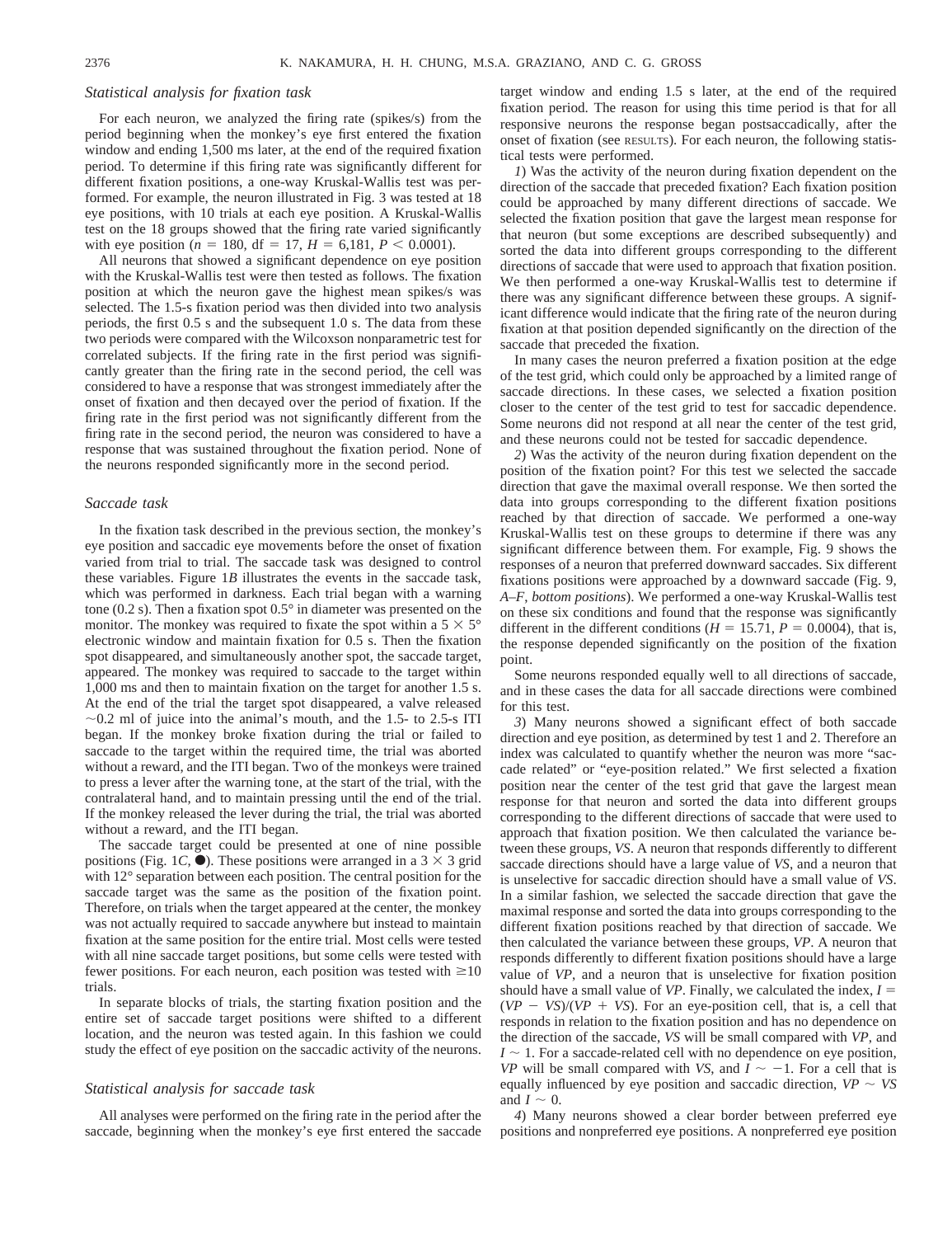### Statistical analysis for fixation task

For each neuron, we analyzed the firing rate (spikes/s) from the period beginning when the monkey's eye first entered the fixation window and ending 1,500 ms later, at the end of the required fixation period. To determine if this firing rate was significantly different for different fixation positions, a one-way Kruskal-Wallis test was performed. For example, the neuron illustrated in Fig. 3 was tested at 18 eye positions, with 10 trials at each eye position. A Kruskal-Wallis test on the 18 groups showed that the firing rate varied significantly with eye position ($n = 180$, df $= 17$, $H = 6{,}181$, $P < 0.0001$).

All neurons that showed a significant dependence on eye position with the Kruskal-Wallis test were then tested as follows. The fixation position at which the neuron gave the highest mean spikes/s was selected. The 1.5-s fixation period was then divided into two analysis periods, the first 0.5 s and the subsequent 1.0 s. The data from these two periods were compared with the Wilcoxon nonparametric test for correlated subjects. If the firing rate in the first period was significantly greater than the firing rate in the second period, the cell was considered to have a response that was strongest immediately after the onset of fixation and then decayed over the period of fixation. If the firing rate in the first period was not significantly different from the firing rate in the second period, the neuron was considered to have a response that was sustained throughout the fixation period. None of the neurons responded significantly more in the second period.

### Saccade task

In the fixation task described in the previous section, the monkey's eye position and saccadic eye movements before the onset of fixation varied from trial to trial. The saccade task was designed to control these variables. Figure 1*B* illustrates the events in the saccade task, which was performed in darkness. Each trial began with a warning tone (0.2 s). Then a fixation spot 0.5° in diameter was presented on the monitor. The monkey was required to fixate the spot within a 5 × 5° electronic window and maintain fixation for 0.5 s. Then the fixation spot disappeared, and simultaneously another spot, the saccade target, appeared. The monkey was required to saccade to the target within 1,000 ms and then to maintain fixation on the target for another 1.5 s. At the end of the trial the target spot disappeared, a valve released ~0.2 ml of juice into the animal's mouth, and the 1.5- to 2.5-s ITI began. If the monkey broke fixation during the trial or failed to saccade to the target within the required time, the trial was aborted without a reward, and the ITI began. Two of the monkeys were trained to press a lever after the warning tone, at the start of the trial, with the contralateral hand, and to maintain pressing until the end of the trial. If the monkey released the lever during the trial, the trial was aborted without a reward, and the ITI began.

The saccade target could be presented at one of nine possible positions (Fig. 1*C*, ●). These positions were arranged in a 3 × 3 grid with 12° separation between each position. The central position for the saccade target was the same as the position of the fixation point. Therefore, on trials when the target appeared at the center, the monkey was not actually required to saccade anywhere but instead to maintain fixation at the same position for the entire trial. Most cells were tested with all nine saccade target positions, but some cells were tested with fewer positions. For each neuron, each position was tested with ≥10 trials.

In separate blocks of trials, the starting fixation position and the entire set of saccade target positions were shifted to a different location, and the neuron was tested again. In this fashion we could study the effect of eye position on the saccadic activity of the neurons.

### Statistical analysis for saccade task

All analyses were performed on the firing rate in the period after the saccade, beginning when the monkey's eye first entered the saccade target window and ending 1.5 s later, at the end of the required fixation period. The reason for using this time period is that for all responsive neurons the response began postsaccadically, after the onset of fixation (see RESULTS). For each neuron, the following statistical tests were performed.

*1*) Was the activity of the neuron during fixation dependent on the direction of the saccade that preceded fixation? Each fixation position could be approached by many different directions of saccade. We selected the fixation position that gave the largest mean response for that neuron (but some exceptions are described subsequently) and sorted the data into different groups corresponding to the different directions of saccade that were used to approach that fixation position. We then performed a one-way Kruskal-Wallis test to determine if there was any significant difference between these groups. A significant difference would indicate that the firing rate of the neuron during fixation at that position depended significantly on the direction of the saccade that preceded the fixation.

In many cases the neuron preferred a fixation position at the edge of the test grid, which could only be approached by a limited range of saccade directions. In these cases, we selected a fixation position closer to the center of the test grid to test for saccadic dependence. Some neurons did not respond at all near the center of the test grid, and these neurons could not be tested for saccadic dependence.

*2*) Was the activity of the neuron during fixation dependent on the position of the fixation point? For this test we selected the saccade direction that gave the maximal overall response. We then sorted the data into groups corresponding to the different fixation positions reached by that direction of saccade. We performed a one-way Kruskal-Wallis test on these groups to determine if there was any significant difference between them. For example, Fig. 9 shows the responses of a neuron that preferred downward saccades. Six different fixations positions were approached by a downward saccade (Fig. 9, *A–F*, *bottom positions*). We performed a one-way Kruskal-Wallis test on these six conditions and found that the response was significantly different in the different conditions ($H = 15.71$, $P = 0.0004$), that is, the response depended significantly on the position of the fixation point.

Some neurons responded equally well to all directions of saccade, and in these cases the data for all saccade directions were combined for this test.

*3*) Many neurons showed a significant effect of both saccade direction and eye position, as determined by test 1 and 2. Therefore an index was calculated to quantify whether the neuron was more "saccade related" or "eye-position related." We first selected a fixation position near the center of the test grid that gave the largest mean response for that neuron and sorted the data into different groups corresponding to the different directions of saccade that were used to approach that fixation position. We then calculated the variance between these groups, $VS$. A neuron that responds differently to different saccade directions should have a large value of $VS$, and a neuron that is unselective for saccadic direction should have a small value of $VS$. In a similar fashion, we selected the saccade direction that gave the maximal response and sorted the data into groups corresponding to the different fixation positions reached by that direction of saccade. We then calculated the variance between these groups, $VP$. A neuron that responds differently to different fixation positions should have a large value of $VP$, and a neuron that is unselective for fixation position should have a small value of $VP$. Finally, we calculated the index, $I = (VP - VS)/(VP + VS)$. For an eye-position cell, that is, a cell that responds in relation to the fixation position and has no dependence on the direction of the saccade, $VS$ will be small compared with $VP$, and $I \sim 1$. For a saccade-related cell with no dependence on eye position, $VP$ will be small compared with $VS$, and $I \sim -1$. For a cell that is equally influenced by eye position and saccadic direction, $VP \sim VS$ and $I \sim 0$.

*4*) Many neurons showed a clear border between preferred eye positions and nonpreferred eye positions. A nonpreferred eye position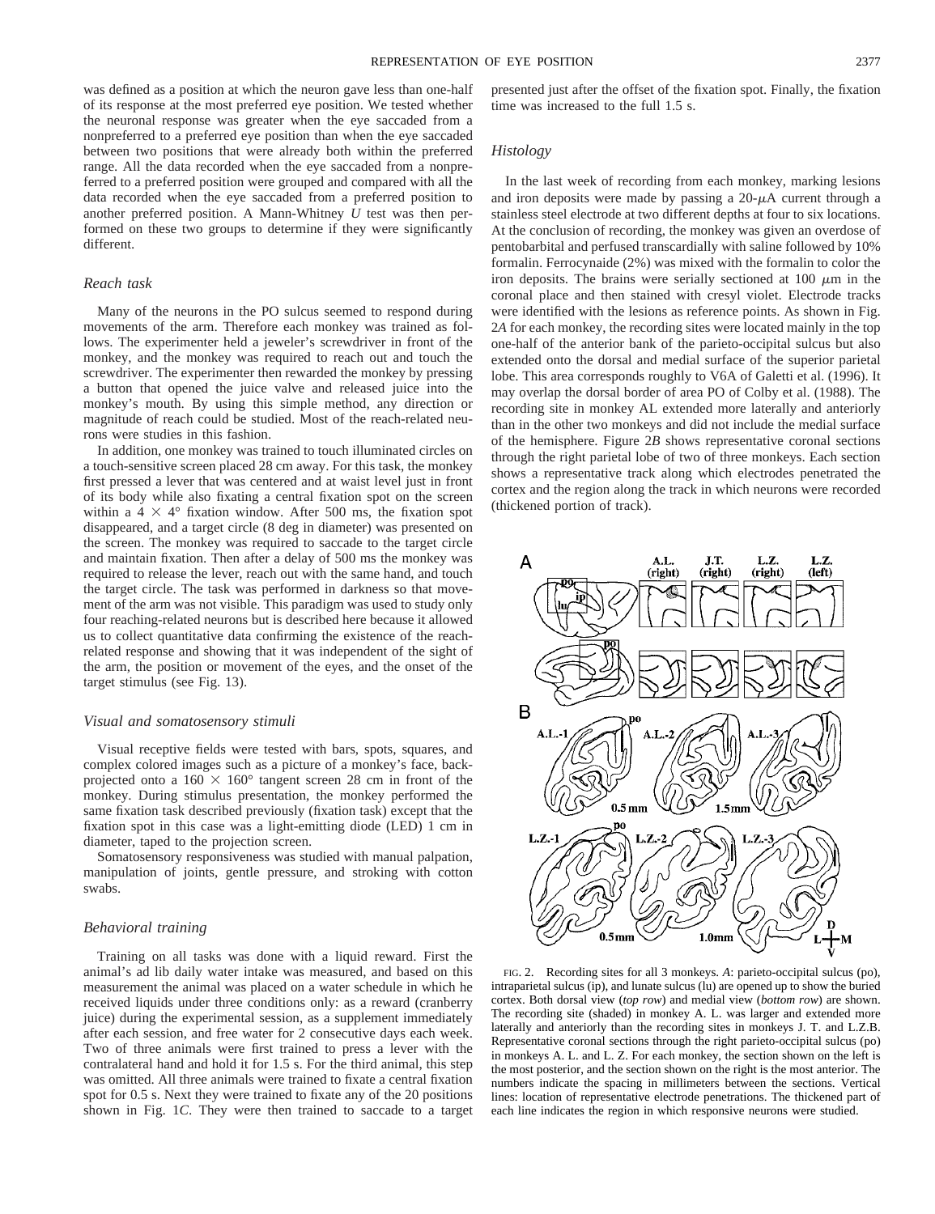was defined as a position at which the neuron gave less than one-half of its response at the most preferred eye position. We tested whether the neuronal response was greater when the eye saccaded from a nonpreferred to a preferred eye position than when the eye saccaded between two positions that were already both within the preferred range. All the data recorded when the eye saccaded from a nonpreferred to a preferred position were grouped and compared with all the data recorded when the eye saccaded from a preferred position to another preferred position. A Mann-Whitney *U* test was then performed on these two groups to determine if they were significantly different.

### *Reach task*

Many of the neurons in the PO sulcus seemed to respond during movements of the arm. Therefore each monkey was trained as follows. The experimenter held a jeweler's screwdriver in front of the monkey, and the monkey was required to reach out and touch the screwdriver. The experimenter then rewarded the monkey by pressing a button that opened the juice valve and released juice into the monkey's mouth. By using this simple method, any direction or magnitude of reach could be studied. Most of the reach-related neurons were studied in this fashion.

In addition, one monkey was trained to touch illuminated circles on a touch-sensitive screen placed 28 cm away. For this task, the monkey first pressed a lever that was centered and at waist level just in front of its body while also fixating a central fixation spot on the screen within a $4 \times 4°$ fixation window. After 500 ms, the fixation spot disappeared, and a target circle (8 deg in diameter) was presented on the screen. The monkey was required to saccade to the target circle and maintain fixation. Then after a delay of 500 ms the monkey was required to release the lever, reach out with the same hand, and touch the target circle. The task was performed in darkness so that movement of the arm was not visible. This paradigm was used to study only four reaching-related neurons but is described here because it allowed us to collect quantitative data confirming the existence of the reach-related response and showing that it was independent of the sight of the arm, the position or movement of the eyes, and the onset of the target stimulus (see Fig. 13).

### *Visual and somatosensory stimuli*

Visual receptive fields were tested with bars, spots, squares, and complex colored images such as a picture of a monkey's face, back-projected onto a $160 \times 160°$ tangent screen 28 cm in front of the monkey. During stimulus presentation, the monkey performed the same fixation task described previously (fixation task) except that the fixation spot in this case was a light-emitting diode (LED) 1 cm in diameter, taped to the projection screen.

Somatosensory responsiveness was studied with manual palpation, manipulation of joints, gentle pressure, and stroking with cotton swabs.

### *Behavioral training*

Training on all tasks was done with a liquid reward. First the animal's ad lib daily water intake was measured, and based on this measurement the animal was placed on a water schedule in which he received liquids under three conditions only: as a reward (cranberry juice) during the experimental session, as a supplement immediately after each session, and free water for 2 consecutive days each week. Two of three animals were first trained to press a lever with the contralateral hand and hold it for 1.5 s. For the third animal, this step was omitted. All three animals were trained to fixate a central fixation spot for 0.5 s. Next they were trained to fixate any of the 20 positions shown in Fig. 1*C*. They were then trained to saccade to a target presented just after the offset of the fixation spot. Finally, the fixation time was increased to the full 1.5 s.

### *Histology*

In the last week of recording from each monkey, marking lesions and iron deposits were made by passing a 20-$\mu$A current through a stainless steel electrode at two different depths at four to six locations. At the conclusion of recording, the monkey was given an overdose of pentobarbital and perfused transcardially with saline followed by 10% formalin. Ferrocynaide (2%) was mixed with the formalin to color the iron deposits. The brains were serially sectioned at 100 $\mu$m in the coronal place and then stained with cresyl violet. Electrode tracks were identified with the lesions as reference points. As shown in Fig. 2*A* for each monkey, the recording sites were located mainly in the top one-half of the anterior bank of the parieto-occipital sulcus but also extended onto the dorsal and medial surface of the superior parietal lobe. This area corresponds roughly to V6A of Galetti et al. (1996). It may overlap the dorsal border of area PO of Colby et al. (1988). The recording site in monkey AL extended more laterally and anteriorly than in the other two monkeys and did not include the medial surface of the hemisphere. Figure 2*B* shows representative coronal sections through the right parietal lobe of two of three monkeys. Each section shows a representative track along which electrodes penetrated the cortex and the region along the track in which neurons were recorded (thickened portion of track).

FIG. 2. Recording sites for all 3 monkeys. *A*: parieto-occipital sulcus (po), intraparietal sulcus (ip), and lunate sulcus (lu) are opened up to show the buried cortex. Both dorsal view (*top row*) and medial view (*bottom row*) are shown. The recording site (shaded) in monkey A. L. was larger and extended more laterally and anteriorly than the recording sites in monkeys J. T. and L.Z.B. Representative coronal sections through the right parieto-occipital sulcus (po) in monkeys A. L. and L. Z. For each monkey, the section shown on the left is the most posterior, and the section shown on the right is the most anterior. The numbers indicate the spacing in millimeters between the sections. Vertical lines: location of representative electrode penetrations. The thickened part of each line indicates the region in which responsive neurons were studied.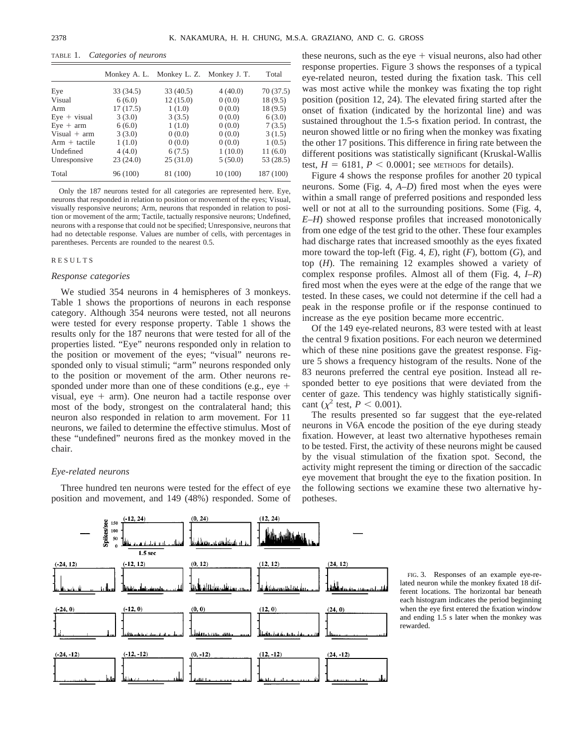TABLE 1. *Categories of neurons*

| | Monkey A. L. | Monkey L. Z. | Monkey J. T. | Total |
|---|---|---|---|---|
| Eye | 33 (34.5) | 33 (40.5) | 4 (40.0) | 70 (37.5) |
| Visual | 6 (6.0) | 12 (15.0) | 0 (0.0) | 18 (9.5) |
| Arm | 17 (17.5) | 1 (1.0) | 0 (0.0) | 18 (9.5) |
| Eye + visual | 3 (3.0) | 3 (3.5) | 0 (0.0) | 6 (3.0) |
| Eye + arm | 6 (6.0) | 1 (1.0) | 0 (0.0) | 7 (3.5) |
| Visual + arm | 3 (3.0) | 0 (0.0) | 0 (0.0) | 3 (1.5) |
| Arm + tactile | 1 (1.0) | 0 (0.0) | 0 (0.0) | 1 (0.5) |
| Undefined | 4 (4.0) | 6 (7.5) | 1 (10.0) | 11 (6.0) |
| Unresponsive | 23 (24.0) | 25 (31.0) | 5 (50.0) | 53 (28.5) |
| Total | 96 (100) | 81 (100) | 10 (100) | 187 (100) |

Only the 187 neurons tested for all categories are represented here. Eye, neurons that responded in relation to position or movement of the eyes; Visual, visually responsive neurons; Arm, neurons that responded in relation to position or movement of the arm; Tactile, tactually responsive neurons; Undefined, neurons with a response that could not be specified; Unresponsive, neurons that had no detectable response. Values are number of cells, with percentages in parentheses. Percents are rounded to the nearest 0.5.

## RESULTS

### *Response categories*

We studied 354 neurons in 4 hemispheres of 3 monkeys. Table 1 shows the proportions of neurons in each response category. Although 354 neurons were tested, not all neurons were tested for every response property. Table 1 shows the results only for the 187 neurons that were tested for all of the properties listed. "Eye" neurons responded only in relation to the position or movement of the eyes; "visual" neurons responded only to visual stimuli; "arm" neurons responded only to the position or movement of the arm. Other neurons responded under more than one of these conditions (e.g., eye + visual, eye + arm). One neuron had a tactile response over most of the body, strongest on the contralateral hand; this neuron also responded in relation to arm movement. For 11 neurons, we failed to determine the effective stimulus. Most of these "undefined" neurons fired as the monkey moved in the chair.

### *Eye-related neurons*

Three hundred ten neurons were tested for the effect of eye position and movement, and 149 (48%) responded. Some of these neurons, such as the eye + visual neurons, also had other response properties. Figure 3 shows the responses of a typical eye-related neuron, tested during the fixation task. This cell was most active while the monkey was fixating the top right position (position 12, 24). The elevated firing started after the onset of fixation (indicated by the horizontal line) and was sustained throughout the 1.5-s fixation period. In contrast, the neuron showed little or no firing when the monkey was fixating the other 17 positions. This difference in firing rate between the different positions was statistically significant (Kruskal-Wallis test, $H = 6181$, $P < 0.0001$; see METHODS for details).

Figure 4 shows the response profiles for another 20 typical neurons. Some (Fig. 4, *A–D*) fired most when the eyes were within a small range of preferred positions and responded less well or not at all to the surrounding positions. Some (Fig. 4, *E–H*) showed response profiles that increased monotonically from one edge of the test grid to the other. These four examples had discharge rates that increased smoothly as the eyes fixated more toward the top-left (Fig. 4, *E*), right (*F*), bottom (*G*), and top (*H*). The remaining 12 examples showed a variety of complex response profiles. Almost all of them (Fig. 4, *I–R*) fired most when the eyes were at the edge of the range that we tested. In these cases, we could not determine if the cell had a peak in the response profile or if the response continued to increase as the eye position became more eccentric.

Of the 149 eye-related neurons, 83 were tested with at least the central 9 fixation positions. For each neuron we determined which of these nine positions gave the greatest response. Figure 5 shows a frequency histogram of the results. None of the 83 neurons preferred the central eye position. Instead all responded better to eye positions that were deviated from the center of gaze. This tendency was highly statistically significant ($\chi^2$ test, $P < 0.001$).

The results presented so far suggest that the eye-related neurons in V6A encode the position of the eye during steady fixation. However, at least two alternative hypotheses remain to be tested. First, the activity of these neurons might be caused by the visual stimulation of the fixation spot. Second, the activity might represent the timing or direction of the saccadic eye movement that brought the eye to the fixation position. In the following sections we examine these two alternative hypotheses.

FIG. 3. Responses of an example eye-related neuron while the monkey fixated 18 different locations. The horizontal bar beneath each histogram indicates the period beginning when the eye first entered the fixation window and ending 1.5 s later when the monkey was rewarded.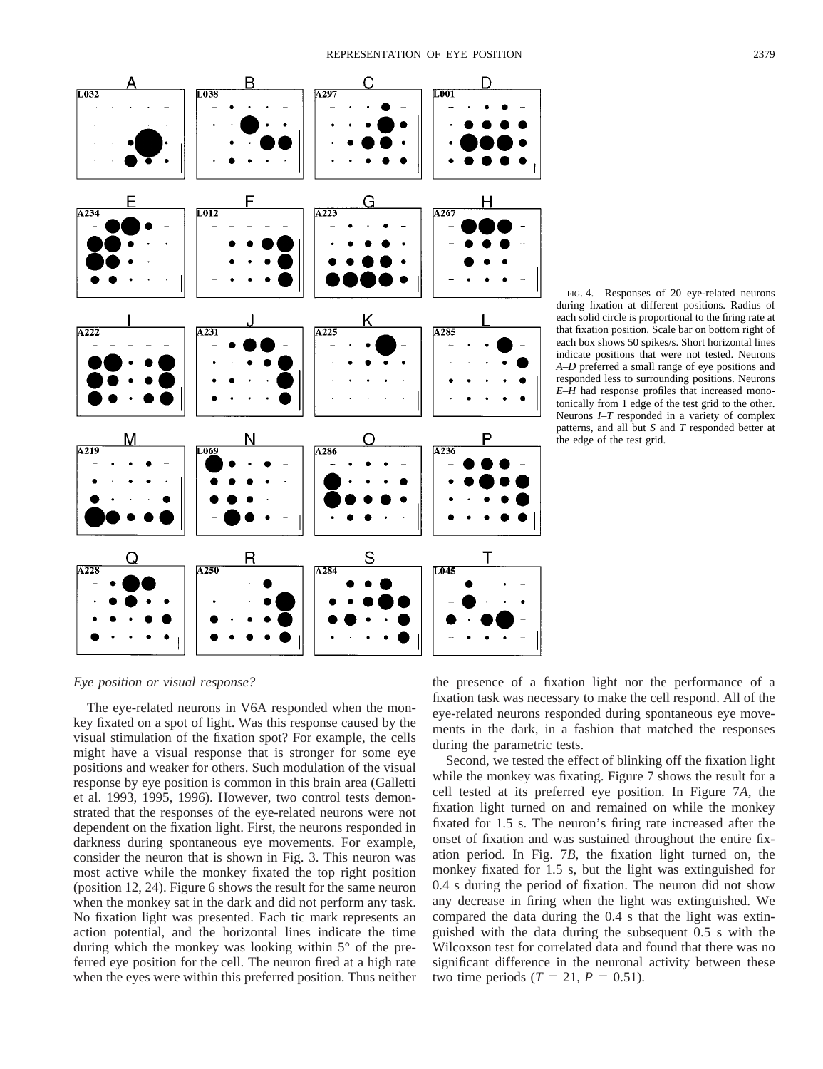FIG. 4. Responses of 20 eye-related neurons during fixation at different positions. Radius of each solid circle is proportional to the firing rate at that fixation position. Scale bar on bottom right of each box shows 50 spikes/s. Short horizontal lines indicate positions that were not tested. Neurons *A–D* preferred a small range of eye positions and responded less to surrounding positions. Neurons *E–H* had response profiles that increased monotonically from 1 edge of the test grid to the other. Neurons *I–T* responded in a variety of complex patterns, and all but *S* and *T* responded better at the edge of the test grid.

### *Eye position or visual response?*

The eye-related neurons in V6A responded when the monkey fixated on a spot of light. Was this response caused by the visual stimulation of the fixation spot? For example, the cells might have a visual response that is stronger for some eye positions and weaker for others. Such modulation of the visual response by eye position is common in this brain area (Galletti et al. 1993, 1995, 1996). However, two control tests demonstrated that the responses of the eye-related neurons were not dependent on the fixation light. First, the neurons responded in darkness during spontaneous eye movements. For example, consider the neuron that is shown in Fig. 3. This neuron was most active while the monkey fixated the top right position (position 12, 24). Figure 6 shows the result for the same neuron when the monkey sat in the dark and did not perform any task. No fixation light was presented. Each tic mark represents an action potential, and the horizontal lines indicate the time during which the monkey was looking within 5° of the preferred eye position for the cell. The neuron fired at a high rate when the eyes were within this preferred position. Thus neither the presence of a fixation light nor the performance of a fixation task was necessary to make the cell respond. All of the eye-related neurons responded during spontaneous eye movements in the dark, in a fashion that matched the responses during the parametric tests.

Second, we tested the effect of blinking off the fixation light while the monkey was fixating. Figure 7 shows the result for a cell tested at its preferred eye position. In Figure 7*A*, the fixation light turned on and remained on while the monkey fixated for 1.5 s. The neuron's firing rate increased after the onset of fixation and was sustained throughout the entire fixation period. In Fig. 7*B*, the fixation light turned on, the monkey fixated for 1.5 s, but the light was extinguished for 0.4 s during the period of fixation. The neuron did not show any decrease in firing when the light was extinguished. We compared the data during the 0.4 s that the light was extinguished with the data during the subsequent 0.5 s with the Wilcoxson test for correlated data and found that there was no significant difference in the neuronal activity between these two time periods ($T = 21$, $P = 0.51$).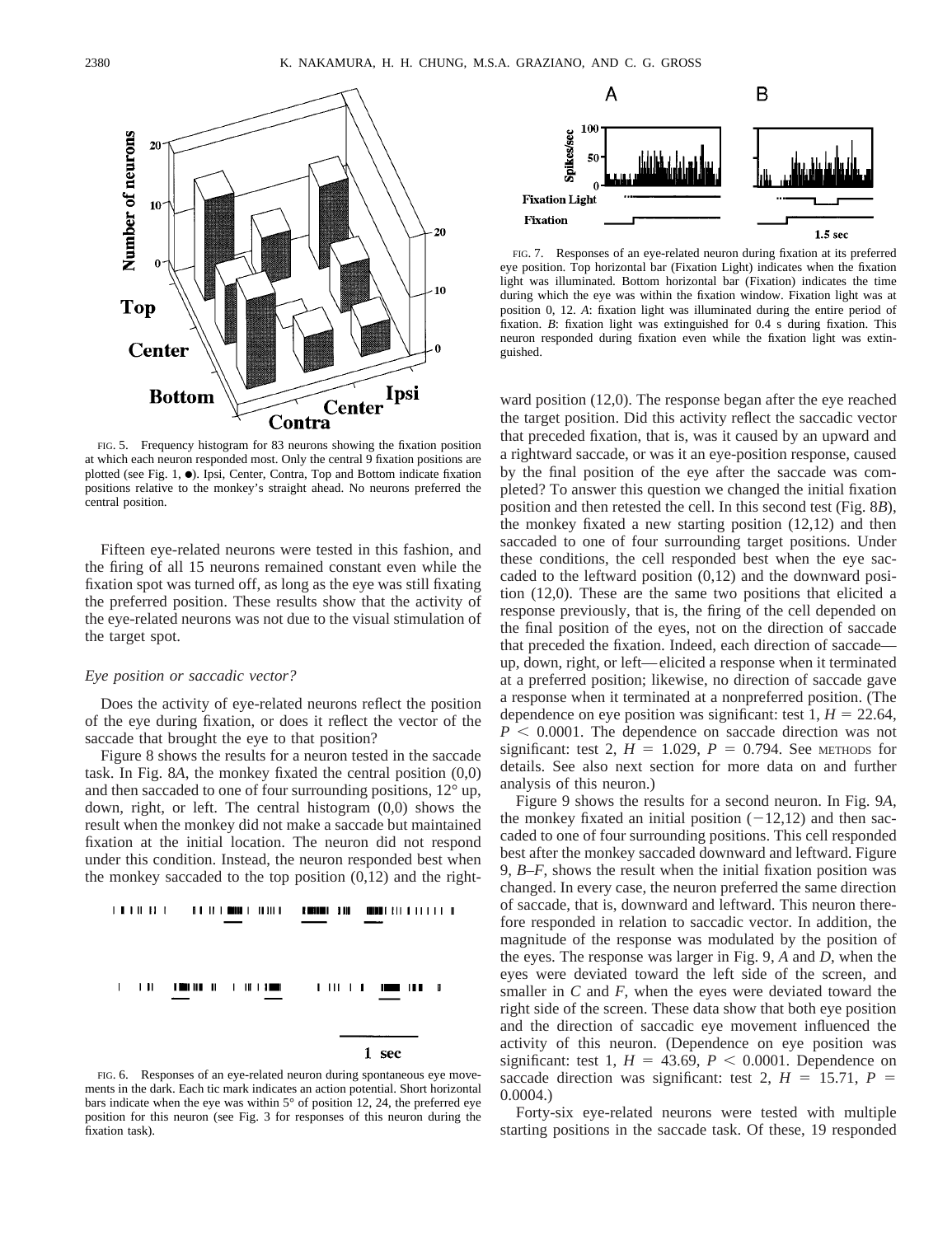FIG. 5. Frequency histogram for 83 neurons showing the fixation position at which each neuron responded most. Only the central 9 fixation positions are plotted (see Fig. 1, ●). Ipsi, Center, Contra, Top and Bottom indicate fixation positions relative to the monkey's straight ahead. No neurons preferred the central position.

Fifteen eye-related neurons were tested in this fashion, and the firing of all 15 neurons remained constant even while the fixation spot was turned off, as long as the eye was still fixating the preferred position. These results show that the activity of the eye-related neurons was not due to the visual stimulation of the target spot.

*Eye position or saccadic vector?*

Does the activity of eye-related neurons reflect the position of the eye during fixation, or does it reflect the vector of the saccade that brought the eye to that position?

Figure 8 shows the results for a neuron tested in the saccade task. In Fig. 8*A*, the monkey fixated the central position (0,0) and then saccaded to one of four surrounding positions, 12° up, down, right, or left. The central histogram (0,0) shows the result when the monkey did not make a saccade but maintained fixation at the initial location. The neuron did not respond under this condition. Instead, the neuron responded best when the monkey saccaded to the top position (0,12) and the rightward position (12,0). The response began after the eye reached the target position. Did this activity reflect the saccadic vector that preceded fixation, that is, was it caused by an upward and a rightward saccade, or was it an eye-position response, caused by the final position of the eye after the saccade was completed? To answer this question we changed the initial fixation position and then retested the cell. In this second test (Fig. 8*B*), the monkey fixated a new starting position (12,12) and then saccaded to one of four surrounding target positions. Under these conditions, the cell responded best when the eye saccaded to the leftward position (0,12) and the downward position (12,0). These are the same two positions that elicited a response previously, that is, the firing of the cell depended on the final position of the eyes, not on the direction of saccade that preceded the fixation. Indeed, each direction of saccade—up, down, right, or left—elicited a response when it terminated at a preferred position; likewise, no direction of saccade gave a response when it terminated at a nonpreferred position. (The dependence on eye position was significant: test 1, $H = 22.64$, $P < 0.0001$. The dependence on saccade direction was not significant: test 2, $H = 1.029$, $P = 0.794$. See METHODS for details. See also next section for more data on and further analysis of this neuron.)

FIG. 6. Responses of an eye-related neuron during spontaneous eye movements in the dark. Each tic mark indicates an action potential. Short horizontal bars indicate when the eye was within 5° of position 12, 24, the preferred eye position for this neuron (see Fig. 3 for responses of this neuron during the fixation task).

FIG. 7. Responses of an eye-related neuron during fixation at its preferred eye position. Top horizontal bar (Fixation Light) indicates when the fixation light was illuminated. Bottom horizontal bar (Fixation) indicates the time during which the eye was within the fixation window. Fixation light was at position 0, 12. *A*: fixation light was illuminated during the entire period of fixation. *B*: fixation light was extinguished for 0.4 s during fixation. This neuron responded during fixation even while the fixation light was extinguished.

Figure 9 shows the results for a second neuron. In Fig. 9*A*, the monkey fixated an initial position (−12,12) and then saccaded to one of four surrounding positions. This cell responded best after the monkey saccaded downward and leftward. Figure 9, *B–F*, shows the result when the initial fixation position was changed. In every case, the neuron preferred the same direction of saccade, that is, downward and leftward. This neuron therefore responded in relation to saccadic vector. In addition, the magnitude of the response was modulated by the position of the eyes. The response was larger in Fig. 9, *A* and *D*, when the eyes were deviated toward the left side of the screen, and smaller in *C* and *F*, when the eyes were deviated toward the right side of the screen. These data show that both eye position and the direction of saccadic eye movement influenced the activity of this neuron. (Dependence on eye position was significant: test 1, $H = 43.69$, $P < 0.0001$. Dependence on saccade direction was significant: test 2, $H = 15.71$, $P = 0.0004$.)

Forty-six eye-related neurons were tested with multiple starting positions in the saccade task. Of these, 19 responded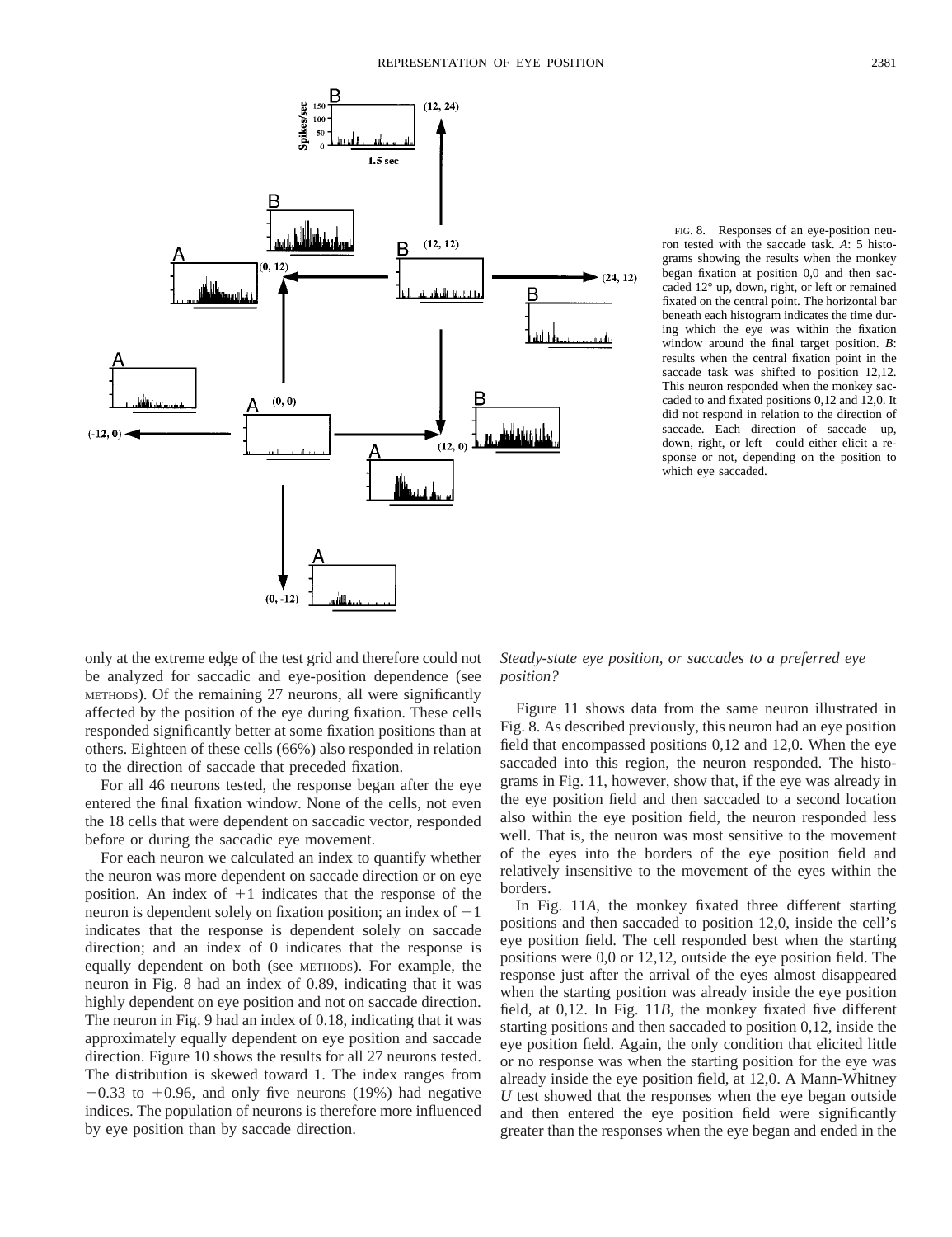FIG. 8. Responses of an eye-position neuron tested with the saccade task. *A*: 5 histograms showing the results when the monkey began fixation at position 0,0 and then saccaded 12° up, down, right, or left or remained fixated on the central point. The horizontal bar beneath each histogram indicates the time during which the eye was within the fixation window around the final target position. *B*: results when the central fixation point in the saccade task was shifted to position 12,12. This neuron responded when the monkey saccaded to and fixated positions 0,12 and 12,0. It did not respond in relation to the direction of saccade. Each direction of saccade—up, down, right, or left—could either elicit a response or not, depending on the position to which eye saccaded.

only at the extreme edge of the test grid and therefore could not be analyzed for saccadic and eye-position dependence (see METHODS). Of the remaining 27 neurons, all were significantly affected by the position of the eye during fixation. These cells responded significantly better at some fixation positions than at others. Eighteen of these cells (66%) also responded in relation to the direction of saccade that preceded fixation.

For all 46 neurons tested, the response began after the eye entered the final fixation window. None of the cells, not even the 18 cells that were dependent on saccadic vector, responded before or during the saccadic eye movement.

For each neuron we calculated an index to quantify whether the neuron was more dependent on saccade direction or on eye position. An index of +1 indicates that the response of the neuron is dependent solely on fixation position; an index of −1 indicates that the response is dependent solely on saccade direction; and an index of 0 indicates that the response is equally dependent on both (see METHODS). For example, the neuron in Fig. 8 had an index of 0.89, indicating that it was highly dependent on eye position and not on saccade direction. The neuron in Fig. 9 had an index of 0.18, indicating that it was approximately equally dependent on eye position and saccade direction. Figure 10 shows the results for all 27 neurons tested. The distribution is skewed toward 1. The index ranges from −0.33 to +0.96, and only five neurons (19%) had negative indices. The population of neurons is therefore more influenced by eye position than by saccade direction.

### *Steady-state eye position, or saccades to a preferred eye position?*

Figure 11 shows data from the same neuron illustrated in Fig. 8. As described previously, this neuron had an eye position field that encompassed positions 0,12 and 12,0. When the eye saccaded into this region, the neuron responded. The histograms in Fig. 11, however, show that, if the eye was already in the eye position field and then saccaded to a second location also within the eye position field, the neuron responded less well. That is, the neuron was most sensitive to the movement of the eyes into the borders of the eye position field and relatively insensitive to the movement of the eyes within the borders.

In Fig. 11*A*, the monkey fixated three different starting positions and then saccaded to position 12,0, inside the cell's eye position field. The cell responded best when the starting positions were 0,0 or 12,12, outside the eye position field. The response just after the arrival of the eyes almost disappeared when the starting position was already inside the eye position field, at 0,12. In Fig. 11*B*, the monkey fixated five different starting positions and then saccaded to position 0,12, inside the eye position field. Again, the only condition that elicited little or no response was when the starting position for the eye was already inside the eye position field, at 12,0. A Mann-Whitney *U* test showed that the responses when the eye began outside and then entered the eye position field were significantly greater than the responses when the eye began and ended in the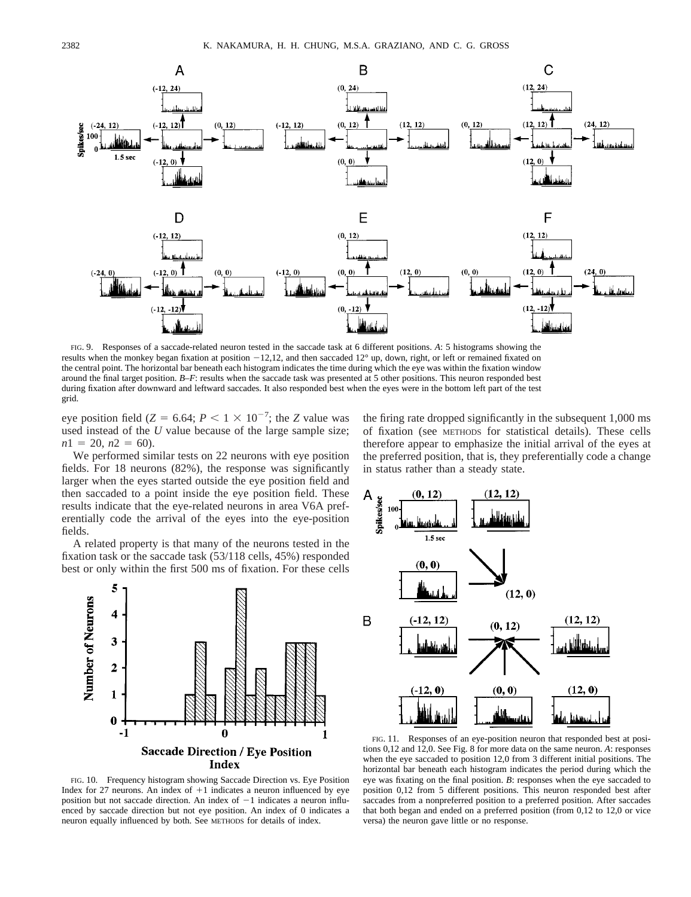FIG. 9. Responses of a saccade-related neuron tested in the saccade task at 6 different positions. *A*: 5 histograms showing the results when the monkey began fixation at position −12,12, and then saccaded 12° up, down, right, or left or remained fixated on the central point. The horizontal bar beneath each histogram indicates the time during which the eye was within the fixation window around the final target position. *B–F*: results when the saccade task was presented at 5 other positions. This neuron responded best during fixation after downward and leftward saccades. It also responded best when the eyes were in the bottom left part of the test grid.

eye position field ($Z = 6.64$; $P < 1 \times 10^{-7}$; the $Z$ value was used instead of the $U$ value because of the large sample size; $n1 = 20$, $n2 = 60$).

We performed similar tests on 22 neurons with eye position fields. For 18 neurons (82%), the response was significantly larger when the eyes started outside the eye position field and then saccaded to a point inside the eye position field. These results indicate that the eye-related neurons in area V6A preferentially code the arrival of the eyes into the eye-position fields.

A related property is that many of the neurons tested in the fixation task or the saccade task (53/118 cells, 45%) responded best or only within the first 500 ms of fixation. For these cells the firing rate dropped significantly in the subsequent 1,000 ms of fixation (see METHODS for statistical details). These cells therefore appear to emphasize the initial arrival of the eyes at the preferred position, that is, they preferentially code a change in status rather than a steady state.

FIG. 10. Frequency histogram showing Saccade Direction vs. Eye Position Index for 27 neurons. An index of +1 indicates a neuron influenced by eye position but not saccade direction. An index of −1 indicates a neuron influenced by saccade direction but not eye position. An index of 0 indicates a neuron equally influenced by both. See METHODS for details of index.

FIG. 11. Responses of an eye-position neuron that responded best at positions 0,12 and 12,0. See Fig. 8 for more data on the same neuron. *A*: responses when the eye saccaded to position 12,0 from 3 different initial positions. The horizontal bar beneath each histogram indicates the period during which the eye was fixating on the final position. *B*: responses when the eye saccaded to position 0,12 from 5 different positions. This neuron responded best after saccades from a nonpreferred position to a preferred position. After saccades that both began and ended on a preferred position (from 0,12 to 12,0 or vice versa) the neuron gave little or no response.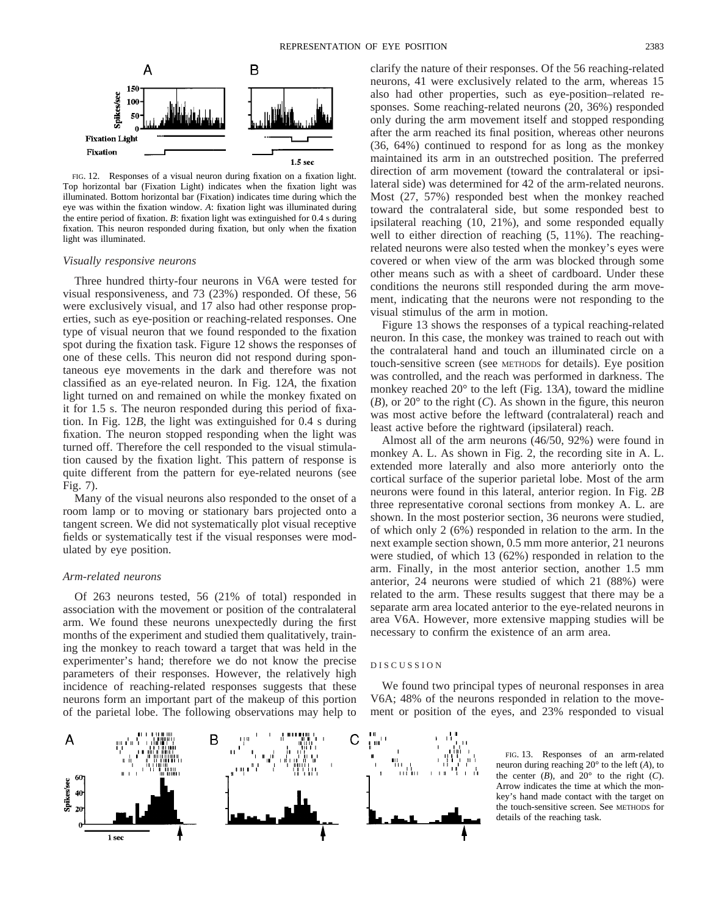FIG. 12. Responses of a visual neuron during fixation on a fixation light. Top horizontal bar (Fixation Light) indicates when the fixation light was illuminated. Bottom horizontal bar (Fixation) indicates time during which the eye was within the fixation window. *A*: fixation light was illuminated during the entire period of fixation. *B*: fixation light was extinguished for 0.4 s during fixation. This neuron responded during fixation, but only when the fixation light was illuminated.

### *Visually responsive neurons*

Three hundred thirty-four neurons in V6A were tested for visual responsiveness, and 73 (23%) responded. Of these, 56 were exclusively visual, and 17 also had other response properties, such as eye-position or reaching-related responses. One type of visual neuron that we found responded to the fixation spot during the fixation task. Figure 12 shows the responses of one of these cells. This neuron did not respond during spontaneous eye movements in the dark and therefore was not classified as an eye-related neuron. In Fig. 12*A*, the fixation light turned on and remained on while the monkey fixated on it for 1.5 s. The neuron responded during this period of fixation. In Fig. 12*B*, the light was extinguished for 0.4 s during fixation. The neuron stopped responding when the light was turned off. Therefore the cell responded to the visual stimulation caused by the fixation light. This pattern of response is quite different from the pattern for eye-related neurons (see Fig. 7).

Many of the visual neurons also responded to the onset of a room lamp or to moving or stationary bars projected onto a tangent screen. We did not systematically plot visual receptive fields or systematically test if the visual responses were modulated by eye position.

### *Arm-related neurons*

Of 263 neurons tested, 56 (21% of total) responded in association with the movement or position of the contralateral arm. We found these neurons unexpectedly during the first months of the experiment and studied them qualitatively, training the monkey to reach toward a target that was held in the experimenter's hand; therefore we do not know the precise parameters of their responses. However, the relatively high incidence of reaching-related responses suggests that these neurons form an important part of the makeup of this portion of the parietal lobe. The following observations may help to clarify the nature of their responses. Of the 56 reaching-related neurons, 41 were exclusively related to the arm, whereas 15 also had other properties, such as eye-position–related responses. Some reaching-related neurons (20, 36%) responded only during the arm movement itself and stopped responding after the arm reached its final position, whereas other neurons (36, 64%) continued to respond for as long as the monkey maintained its arm in an outstreched position. The preferred direction of arm movement (toward the contralateral or ipsilateral side) was determined for 42 of the arm-related neurons. Most (27, 57%) responded best when the monkey reached toward the contralateral side, but some responded best to ipsilateral reaching (10, 21%), and some responded equally well to either direction of reaching (5, 11%). The reaching-related neurons were also tested when the monkey's eyes were covered or when view of the arm was blocked through some other means such as with a sheet of cardboard. Under these conditions the neurons still responded during the arm movement, indicating that the neurons were not responding to the visual stimulus of the arm in motion.

Figure 13 shows the responses of a typical reaching-related neuron. In this case, the monkey was trained to reach out with the contralateral hand and touch an illuminated circle on a touch-sensitive screen (see METHODS for details). Eye position was controlled, and the reach was performed in darkness. The monkey reached 20° to the left (Fig. 13*A*), toward the midline (*B*), or 20° to the right (*C*). As shown in the figure, this neuron was most active before the leftward (contralateral) reach and least active before the rightward (ipsilateral) reach.

Almost all of the arm neurons (46/50, 92%) were found in monkey A. L. As shown in Fig. 2, the recording site in A. L. extended more laterally and also more anteriorly onto the cortical surface of the superior parietal lobe. Most of the arm neurons were found in this lateral, anterior region. In Fig. 2*B* three representative coronal sections from monkey A. L. are shown. In the most posterior section, 36 neurons were studied, of which only 2 (6%) responded in relation to the arm. In the next example section shown, 0.5 mm more anterior, 21 neurons were studied, of which 13 (62%) responded in relation to the arm. Finally, in the most anterior section, another 1.5 mm anterior, 24 neurons were studied of which 21 (88%) were related to the arm. These results suggest that there may be a separate arm area located anterior to the eye-related neurons in area V6A. However, more extensive mapping studies will be necessary to confirm the existence of an arm area.

## DISCUSSION

We found two principal types of neuronal responses in area V6A; 48% of the neurons responded in relation to the movement or position of the eyes, and 23% responded to visual

FIG. 13. Responses of an arm-related neuron during reaching 20° to the left (*A*), to the center (*B*), and 20° to the right (*C*). Arrow indicates the time at which the monkey's hand made contact with the target on the touch-sensitive screen. See METHODS for details of the reaching task.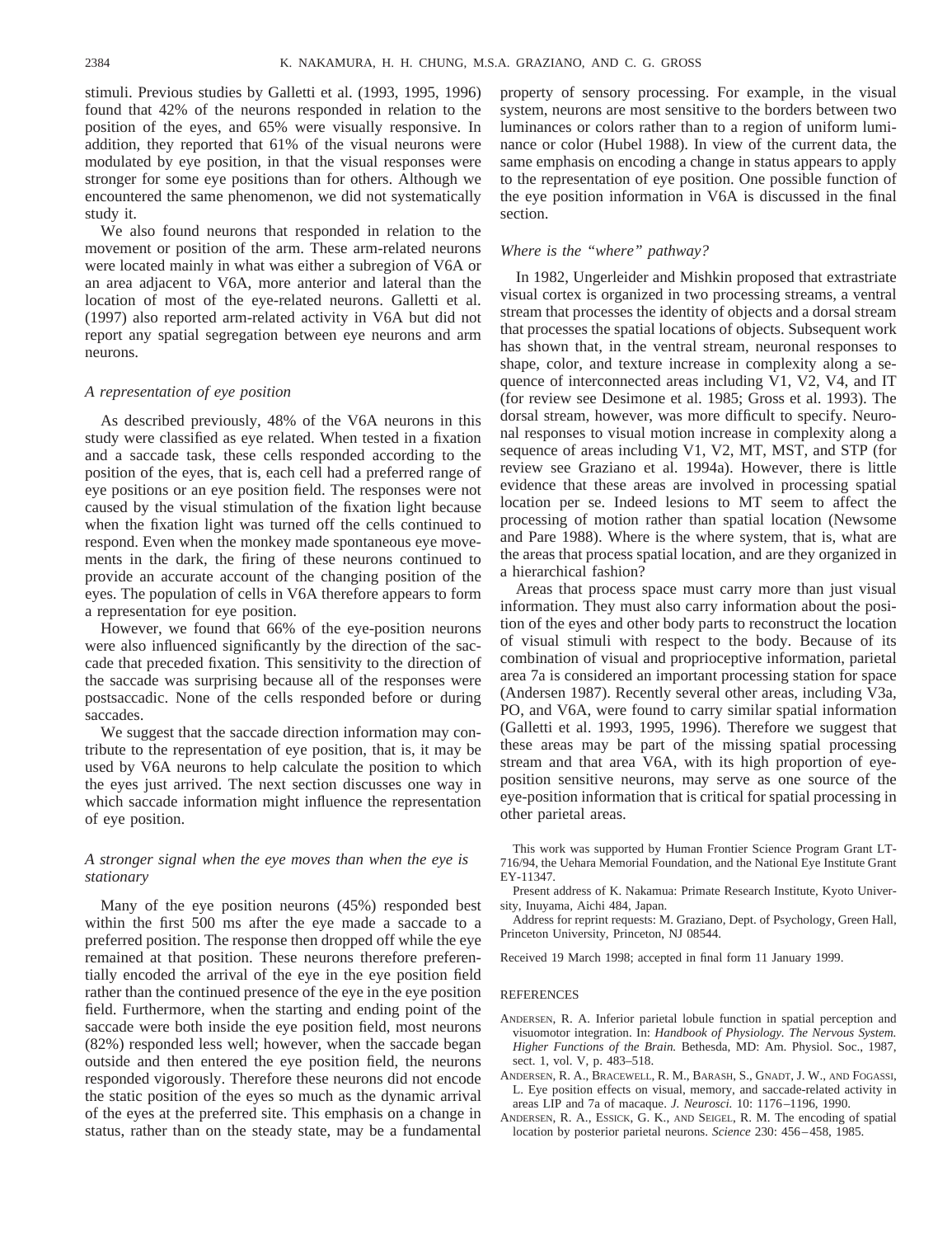stimuli. Previous studies by Galletti et al. (1993, 1995, 1996) found that 42% of the neurons responded in relation to the position of the eyes, and 65% were visually responsive. In addition, they reported that 61% of the visual neurons were modulated by eye position, in that the visual responses were stronger for some eye positions than for others. Although we encountered the same phenomenon, we did not systematically study it.

We also found neurons that responded in relation to the movement or position of the arm. These arm-related neurons were located mainly in what was either a subregion of V6A or an area adjacent to V6A, more anterior and lateral than the location of most of the eye-related neurons. Galletti et al. (1997) also reported arm-related activity in V6A but did not report any spatial segregation between eye neurons and arm neurons.

### *A representation of eye position*

As described previously, 48% of the V6A neurons in this study were classified as eye related. When tested in a fixation and a saccade task, these cells responded according to the position of the eyes, that is, each cell had a preferred range of eye positions or an eye position field. The responses were not caused by the visual stimulation of the fixation light because when the fixation light was turned off the cells continued to respond. Even when the monkey made spontaneous eye movements in the dark, the firing of these neurons continued to provide an accurate account of the changing position of the eyes. The population of cells in V6A therefore appears to form a representation for eye position.

However, we found that 66% of the eye-position neurons were also influenced significantly by the direction of the saccade that preceded fixation. This sensitivity to the direction of the saccade was surprising because all of the responses were postsaccadic. None of the cells responded before or during saccades.

We suggest that the saccade direction information may contribute to the representation of eye position, that is, it may be used by V6A neurons to help calculate the position to which the eyes just arrived. The next section discusses one way in which saccade information might influence the representation of eye position.

### *A stronger signal when the eye moves than when the eye is stationary*

Many of the eye position neurons (45%) responded best within the first 500 ms after the eye made a saccade to a preferred position. The response then dropped off while the eye remained at that position. These neurons therefore preferentially encoded the arrival of the eye in the eye position field rather than the continued presence of the eye in the eye position field. Furthermore, when the starting and ending point of the saccade were both inside the eye position field, most neurons (82%) responded less well; however, when the saccade began outside and then entered the eye position field, the neurons responded vigorously. Therefore these neurons did not encode the static position of the eyes so much as the dynamic arrival of the eyes at the preferred site. This emphasis on a change in status, rather than on the steady state, may be a fundamental property of sensory processing. For example, in the visual system, neurons are most sensitive to the borders between two luminances or colors rather than to a region of uniform luminance or color (Hubel 1988). In view of the current data, the same emphasis on encoding a change in status appears to apply to the representation of eye position. One possible function of the eye position information in V6A is discussed in the final section.

### *Where is the "where" pathway?*

In 1982, Ungerleider and Mishkin proposed that extrastriate visual cortex is organized in two processing streams, a ventral stream that processes the identity of objects and a dorsal stream that processes the spatial locations of objects. Subsequent work has shown that, in the ventral stream, neuronal responses to shape, color, and texture increase in complexity along a sequence of interconnected areas including V1, V2, V4, and IT (for review see Desimone et al. 1985; Gross et al. 1993). The dorsal stream, however, was more difficult to specify. Neuronal responses to visual motion increase in complexity along a sequence of areas including V1, V2, MT, MST, and STP (for review see Graziano et al. 1994a). However, there is little evidence that these areas are involved in processing spatial location per se. Indeed lesions to MT seem to affect the processing of motion rather than spatial location (Newsome and Pare 1988). Where is the where system, that is, what are the areas that process spatial location, and are they organized in a hierarchical fashion?

Areas that process space must carry more than just visual information. They must also carry information about the position of the eyes and other body parts to reconstruct the location of visual stimuli with respect to the body. Because of its combination of visual and proprioceptive information, parietal area 7a is considered an important processing station for space (Andersen 1987). Recently several other areas, including V3a, PO, and V6A, were found to carry similar spatial information (Galletti et al. 1993, 1995, 1996). Therefore we suggest that these areas may be part of the missing spatial processing stream and that area V6A, with its high proportion of eye-position sensitive neurons, may serve as one source of the eye-position information that is critical for spatial processing in other parietal areas.

This work was supported by Human Frontier Science Program Grant LT-716/94, the Uehara Memorial Foundation, and the National Eye Institute Grant EY-11347.

Present address of K. Nakamua: Primate Research Institute, Kyoto University, Inuyama, Aichi 484, Japan.

Address for reprint requests: M. Graziano, Dept. of Psychology, Green Hall, Princeton University, Princeton, NJ 08544.

Received 19 March 1998; accepted in final form 11 January 1999.

## REFERENCES

ANDERSEN, R. A. Inferior parietal lobule function in spatial perception and visuomotor integration. In: *Handbook of Physiology. The Nervous System. Higher Functions of the Brain.* Bethesda, MD: Am. Physiol. Soc., 1987, sect. 1, vol. V, p. 483–518.

ANDERSEN, R. A., BRACEWELL, R. M., BARASH, S., GNADT, J. W., AND FOGASSI, L. Eye position effects on visual, memory, and saccade-related activity in areas LIP and 7a of macaque. *J. Neurosci.* 10: 1176–1196, 1990.

ANDERSEN, R. A., ESSICK, G. K., AND SEIGEL, R. M. The encoding of spatial location by posterior parietal neurons. *Science* 230: 456–458, 1985.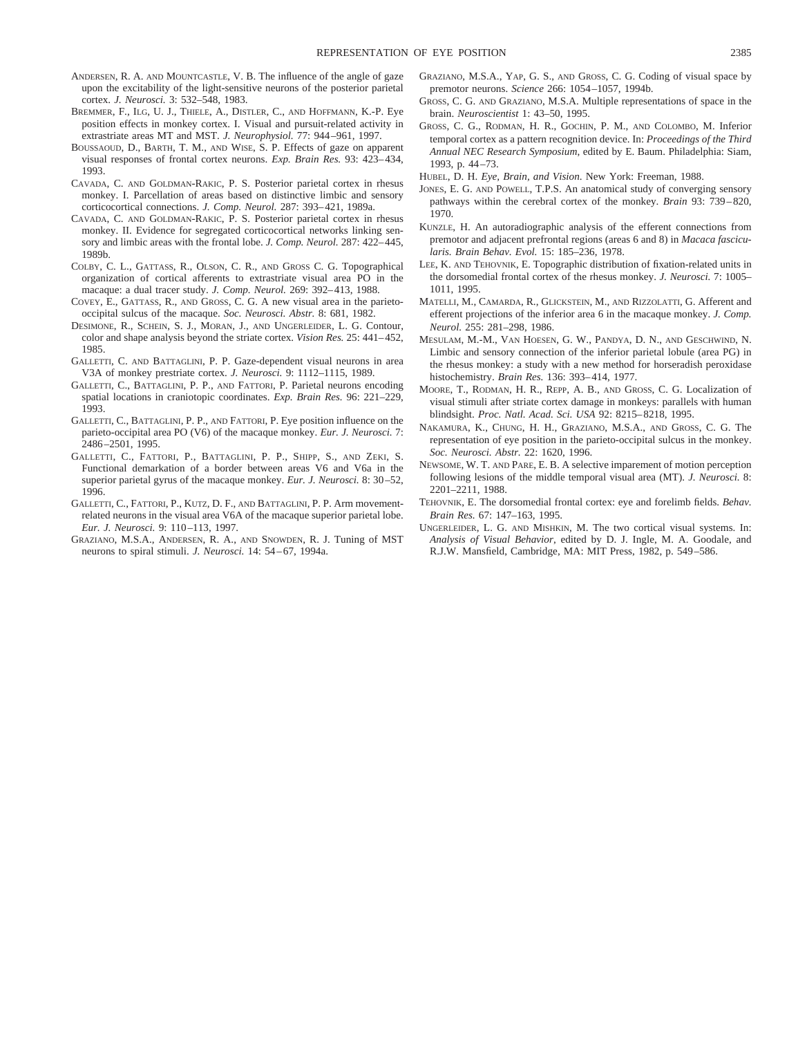Andersen, R. A. and Mountcastle, V. B. The influence of the angle of gaze upon the excitability of the light-sensitive neurons of the posterior parietal cortex. *J. Neurosci.* 3: 532–548, 1983.

Bremmer, F., Ilg, U. J., Thiele, A., Distler, C., and Hoffmann, K.-P. Eye position effects in monkey cortex. I. Visual and pursuit-related activity in extrastriate areas MT and MST. *J. Neurophysiol.* 77: 944–961, 1997.

Boussaoud, D., Barth, T. M., and Wise, S. P. Effects of gaze on apparent visual responses of frontal cortex neurons. *Exp. Brain Res.* 93: 423–434, 1993.

Cavada, C. and Goldman-Rakic, P. S. Posterior parietal cortex in rhesus monkey. I. Parcellation of areas based on distinctive limbic and sensory corticocortical connections. *J. Comp. Neurol.* 287: 393–421, 1989a.

Cavada, C. and Goldman-Rakic, P. S. Posterior parietal cortex in rhesus monkey. II. Evidence for segregated corticocortical networks linking sensory and limbic areas with the frontal lobe. *J. Comp. Neurol.* 287: 422–445, 1989b.

Colby, C. L., Gattass, R., Olson, C. R., and Gross C. G. Topographical organization of cortical afferents to extrastriate visual area PO in the macaque: a dual tracer study. *J. Comp. Neurol.* 269: 392–413, 1988.

Covey, E., Gattass, R., and Gross, C. G. A new visual area in the parieto-occipital sulcus of the macaque. *Soc. Neurosci. Abstr.* 8: 681, 1982.

Desimone, R., Schein, S. J., Moran, J., and Ungerleider, L. G. Contour, color and shape analysis beyond the striate cortex. *Vision Res.* 25: 441–452, 1985.

Galletti, C. and Battaglini, P. P. Gaze-dependent visual neurons in area V3A of monkey prestriate cortex. *J. Neurosci.* 9: 1112–1115, 1989.

Galletti, C., Battaglini, P. P., and Fattori, P. Parietal neurons encoding spatial locations in craniotopic coordinates. *Exp. Brain Res.* 96: 221–229, 1993.

Galletti, C., Battaglini, P. P., and Fattori, P. Eye position influence on the parieto-occipital area PO (V6) of the macaque monkey. *Eur. J. Neurosci.* 7: 2486–2501, 1995.

Galletti, C., Fattori, P., Battaglini, P. P., Shipp, S., and Zeki, S. Functional demarkation of a border between areas V6 and V6a in the superior parietal gyrus of the macaque monkey. *Eur. J. Neurosci.* 8: 30–52, 1996.

Galletti, C., Fattori, P., Kutz, D. F., and Battaglini, P. P. Arm movement-related neurons in the visual area V6A of the macaque superior parietal lobe. *Eur. J. Neurosci.* 9: 110–113, 1997.

Graziano, M.S.A., Andersen, R. A., and Snowden, R. J. Tuning of MST neurons to spiral stimuli. *J. Neurosci.* 14: 54–67, 1994a.

Graziano, M.S.A., Yap, G. S., and Gross, C. G. Coding of visual space by premotor neurons. *Science* 266: 1054–1057, 1994b.

Gross, C. G. and Graziano, M.S.A. Multiple representations of space in the brain. *Neuroscientist* 1: 43–50, 1995.

Gross, C. G., Rodman, H. R., Gochin, P. M., and Colombo, M. Inferior temporal cortex as a pattern recognition device. In: *Proceedings of the Third Annual NEC Research Symposium*, edited by E. Baum. Philadelphia: Siam, 1993, p. 44–73.

Hubel, D. H. *Eye, Brain, and Vision.* New York: Freeman, 1988.

Jones, E. G. and Powell, T.P.S. An anatomical study of converging sensory pathways within the cerebral cortex of the monkey. *Brain* 93: 739–820, 1970.

Kunzle, H. An autoradiographic analysis of the efferent connections from premotor and adjacent prefrontal regions (areas 6 and 8) in *Macaca fascicularis. Brain Behav. Evol.* 15: 185–236, 1978.

Lee, K. and Tehovnik, E. Topographic distribution of fixation-related units in the dorsomedial frontal cortex of the rhesus monkey. *J. Neurosci.* 7: 1005–1011, 1995.

Matelli, M., Camarda, R., Glickstein, M., and Rizzolatti, G. Afferent and efferent projections of the inferior area 6 in the macaque monkey. *J. Comp. Neurol.* 255: 281–298, 1986.

Mesulam, M.-M., Van Hoesen, G. W., Pandya, D. N., and Geschwind, N. Limbic and sensory connection of the inferior parietal lobule (area PG) in the rhesus monkey: a study with a new method for horseradish peroxidase histochemistry. *Brain Res.* 136: 393–414, 1977.

Moore, T., Rodman, H. R., Repp, A. B., and Gross, C. G. Localization of visual stimuli after striate cortex damage in monkeys: parallels with human blindsight. *Proc. Natl. Acad. Sci. USA* 92: 8215–8218, 1995.

Nakamura, K., Chung, H. H., Graziano, M.S.A., and Gross, C. G. The representation of eye position in the parieto-occipital sulcus in the monkey. *Soc. Neurosci. Abstr.* 22: 1620, 1996.

Newsome, W. T. and Pare, E. B. A selective imparement of motion perception following lesions of the middle temporal visual area (MT). *J. Neurosci.* 8: 2201–2211, 1988.

Tehovnik, E. The dorsomedial frontal cortex: eye and forelimb fields. *Behav. Brain Res.* 67: 147–163, 1995.

Ungerleider, L. G. and Mishkin, M. The two cortical visual systems. In: *Analysis of Visual Behavior*, edited by D. J. Ingle, M. A. Goodale, and R.J.W. Mansfield, Cambridge, MA: MIT Press, 1982, p. 549–586.